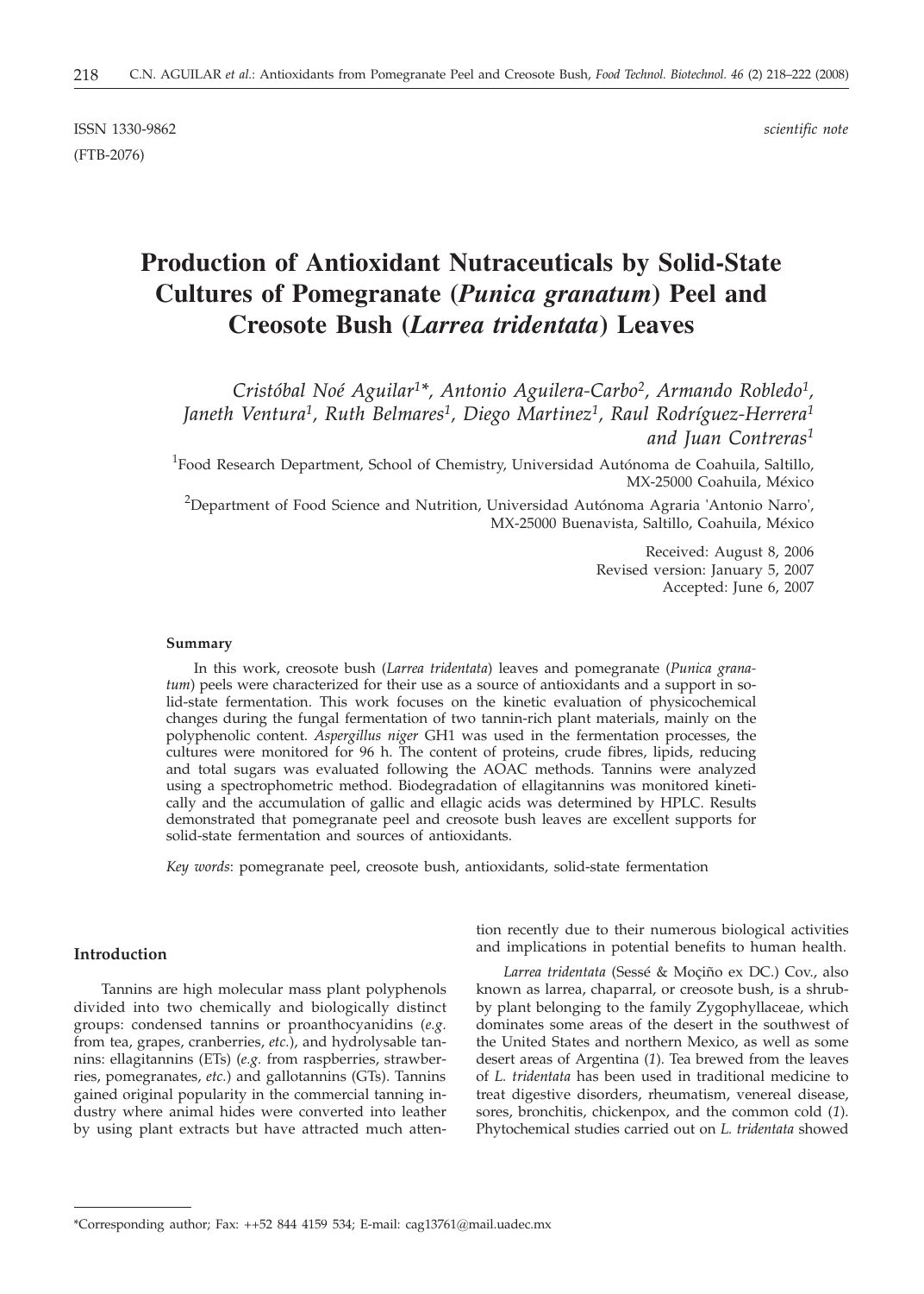ISSN 1330-9862 *scientific note*

(FTB-2076)

# Production of Antioxidant Nutraceuticals by Solid-State Cultures of Pomegranate (*Punica granatum*) Peel and Creosote Bush (*Larrea tridentata*) Leaves

*Cristóbal Noé Aguilar[1]\*, Antonio Aguilera-Carbo[2], Armando Robledo[1], Janeth Ventura[1], Ruth Belmares[1], Diego Martinez[1], Raul Rodríguez-Herrera[1] and Juan Contreras[1]*

[1]Food Research Department, School of Chemistry, Universidad Autónoma de Coahuila, Saltillo, MX-25000 Coahuila, México

[2]Department of Food Science and Nutrition, Universidad Autónoma Agraria 'Antonio Narro', MX-25000 Buenavista, Saltillo, Coahuila, México

Received: August 8, 2006
Revised version: January 5, 2007
Accepted: June 6, 2007

#### Summary

In this work, creosote bush (*Larrea tridentata*) leaves and pomegranate (*Punica granatum*) peels were characterized for their use as a source of antioxidants and a support in solid-state fermentation. This work focuses on the kinetic evaluation of physicochemical changes during the fungal fermentation of two tannin-rich plant materials, mainly on the polyphenolic content. *Aspergillus niger* GH1 was used in the fermentation processes, the cultures were monitored for 96 h. The content of proteins, crude fibres, lipids, reducing and total sugars was evaluated following the AOAC methods. Tannins were analyzed using a spectrophotometric method. Biodegradation of ellagitannins was monitored kinetically and the accumulation of gallic and ellagic acids was determined by HPLC. Results demonstrated that pomegranate peel and creosote bush leaves are excellent supports for solid-state fermentation and sources of antioxidants.

*Key words*: pomegranate peel, creosote bush, antioxidants, solid-state fermentation

## Introduction

Tannins are high molecular mass plant polyphenols divided into two chemically and biologically distinct groups: condensed tannins or proanthocyanidins (*e.g.* from tea, grapes, cranberries, *etc.*), and hydrolysable tannins: ellagitannins (ETs) (*e.g.* from raspberries, strawberries, pomegranates, *etc.*) and gallotannins (GTs). Tannins gained original popularity in the commercial tanning industry where animal hides were converted into leather by using plant extracts but have attracted much attention recently due to their numerous biological activities and implications in potential benefits to human health.

*Larrea tridentata* (Sessé & Moçiño ex DC.) Cov., also known as larrea, chaparral, or creosote bush, is a shrubby plant belonging to the family Zygophyllaceae, which dominates some areas of the desert in the southwest of the United States and northern Mexico, as well as some desert areas of Argentina (*1*). Tea brewed from the leaves of *L. tridentata* has been used in traditional medicine to treat digestive disorders, rheumatism, venereal disease, sores, bronchitis, chickenpox, and the common cold (*1*). Phytochemical studies carried out on *L. tridentata* showed

\*Corresponding author; Fax: ++52 844 4159 534; E-mail: cag13761@mail.uadec.mx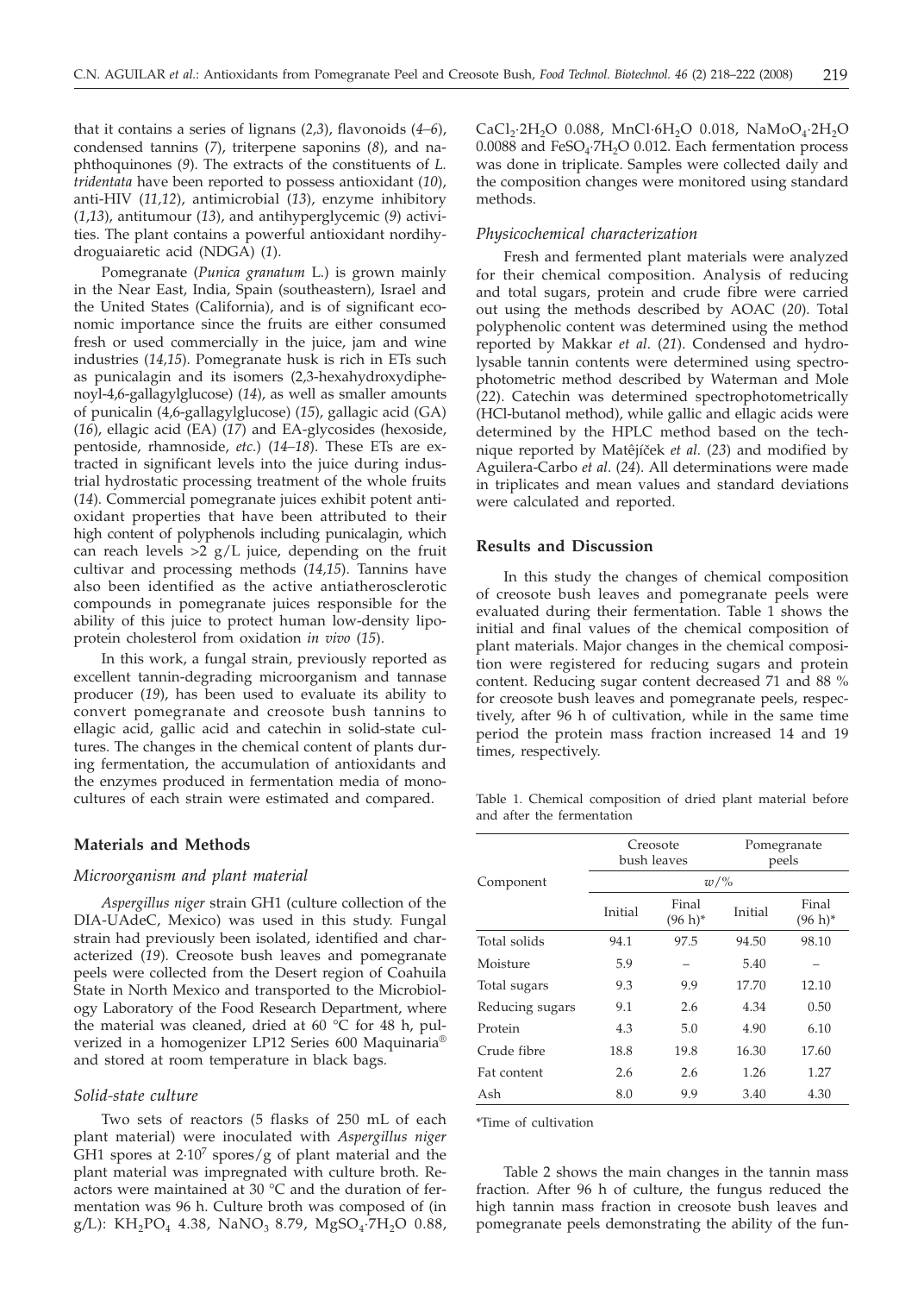that it contains a series of lignans (*2,3*), flavonoids (*4–6*), condensed tannins (*7*), triterpene saponins (*8*), and naphthoquinones (*9*). The extracts of the constituents of *L. tridentata* have been reported to possess antioxidant (*10*), anti-HIV (*11,12*), antimicrobial (*13*), enzyme inhibitory (*1,13*), antitumour (*13*), and antihyperglycemic (*9*) activities. The plant contains a powerful antioxidant nordihydroguaiaretic acid (NDGA) (*1*).

Pomegranate (*Punica granatum* L.) is grown mainly in the Near East, India, Spain (southeastern), Israel and the United States (California), and is of significant economic importance since the fruits are either consumed fresh or used commercially in the juice, jam and wine industries (*14,15*). Pomegranate husk is rich in ETs such as punicalagin and its isomers (2,3-hexahydroxydiphenoyl-4,6-gallagylglucose) (*14*), as well as smaller amounts of punicalin (4,6-gallagylglucose) (*15*), gallic acid (GA) (*16*), ellagic acid (EA) (*17*) and EA-glycosides (hexoside, pentoside, rhamnoside, *etc.*) (*14–18*). These ETs are extracted in significant levels into the juice during industrial hydrostatic processing treatment of the whole fruits (*14*). Commercial pomegranate juices exhibit potent antioxidant properties that have been attributed to their high content of polyphenols including punicalagin, which can reach levels >2 g/L juice, depending on the fruit cultivar and processing methods (*14,15*). Tannins have also been identified as the active antiatherosclerotic compounds in pomegranate juices responsible for the ability of this juice to protect human low-density lipoprotein cholesterol from oxidation *in vivo* (*15*).

In this work, a fungal strain, previously reported as excellent tannin-degrading microorganism and tannase producer (*19*), has been used to evaluate its ability to convert pomegranate and creosote bush tannins to ellagic acid, gallic acid and catechin in solid-state cultures. The changes in the chemical content of plants during fermentation, the accumulation of antioxidants and the enzymes produced in fermentation media of monocultures of each strain were estimated and compared.

## Materials and Methods

### *Microorganism and plant material*

*Aspergillus niger* strain GH1 (culture collection of the DIA-UAdeC, Mexico) was used in this study. Fungal strain had previously been isolated, identified and characterized (*19*). Creosote bush leaves and pomegranate peels were collected from the Desert region of Coahuila State in North Mexico and transported to the Microbiology Laboratory of the Food Research Department, where the material was cleaned, dried at 60 °C for 48 h, pulverized in a homogenizer LP12 Series 600 Maquinaria® and stored at room temperature in black bags.

### *Solid-state culture*

Two sets of reactors (5 flasks of 250 mL of each plant material) were inoculated with *Aspergillus niger* GH1 spores at $2\cdot10^7$ spores/g of plant material and the plant material was impregnated with culture broth. Reactors were maintained at 30 °C and the duration of fermentation was 96 h. Culture broth was composed of (in g/L): $KH_2PO_4$ 4.38, $NaNO_3$ 8.79, $MgSO_4\cdot7H_2O$ 0.88, $CaCl_2\cdot2H_2O$ 0.088, $MnCl\cdot6H_2O$ 0.018, $NaMoO_4\cdot2H_2O$ 0.0088 and $FeSO_4\cdot7H_2O$ 0.012. Each fermentation process was done in triplicate. Samples were collected daily and the composition changes were monitored using standard methods.

### *Physicochemical characterization*

Fresh and fermented plant materials were analyzed for their chemical composition. Analysis of reducing and total sugars, protein and crude fibre were carried out using the methods described by AOAC (*20*). Total polyphenolic content was determined using the method reported by Makkar *et al.* (*21*). Condensed and hydrolysable tannin contents were determined using spectrophotometric method described by Waterman and Mole (*22*). Catechin was determined spectrophotometrically (HCl-butanol method), while gallic and ellagic acids were determined by the HPLC method based on the technique reported by Matêjíček *et al.* (*23*) and modified by Aguilera-Carbo *et al.* (*24*). All determinations were made in triplicates and mean values and standard deviations were calculated and reported.

## Results and Discussion

In this study the changes of chemical composition of creosote bush leaves and pomegranate peels were evaluated during their fermentation. Table 1 shows the initial and final values of the chemical composition of plant materials. Major changes in the chemical composition were registered for reducing sugars and protein content. Reducing sugar content decreased 71 and 88 % for creosote bush leaves and pomegranate peels, respectively, after 96 h of cultivation, while in the same time period the protein mass fraction increased 14 and 19 times, respectively.

Table 1. Chemical composition of dried plant material before and after the fermentation

| Component | Creosote bush leaves | | Pomegranate peels | |
|---|---|---|---|---|
| | $w$/% | | | |
| | Initial | Final (96 h)* | Initial | Final (96 h)* |
| Total solids | 94.1 | 97.5 | 94.50 | 98.10 |
| Moisture | 5.9 | – | 5.40 | – |
| Total sugars | 9.3 | 9.9 | 17.70 | 12.10 |
| Reducing sugars | 9.1 | 2.6 | 4.34 | 0.50 |
| Protein | 4.3 | 5.0 | 4.90 | 6.10 |
| Crude fibre | 18.8 | 19.8 | 16.30 | 17.60 |
| Fat content | 2.6 | 2.6 | 1.26 | 1.27 |
| Ash | 8.0 | 9.9 | 3.40 | 4.30 |

*Time of cultivation

Table 2 shows the main changes in the tannin mass fraction. After 96 h of culture, the fungus reduced the high tannin mass fraction in creosote bush leaves and pomegranate peels demonstrating the ability of the fun-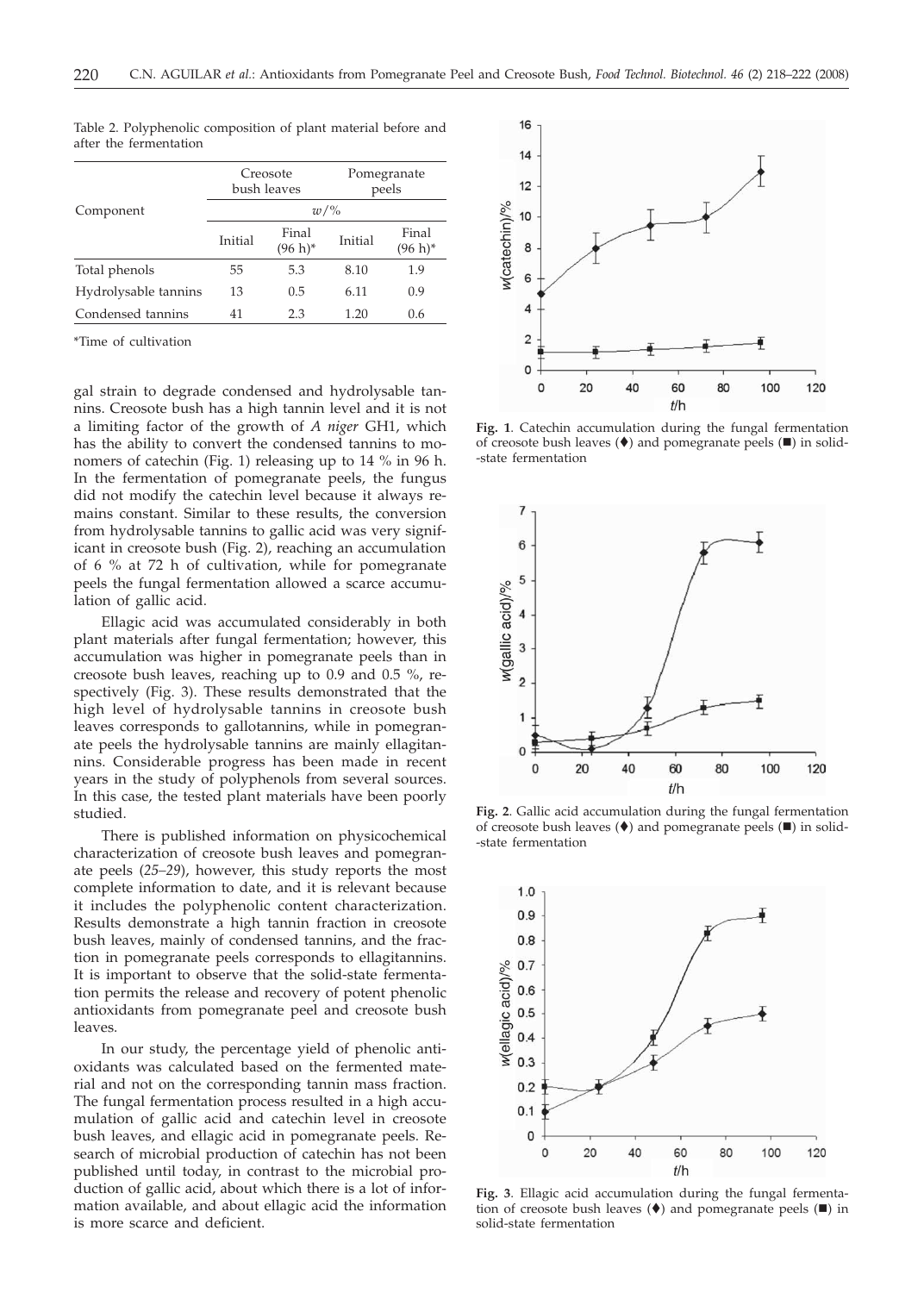Table 2. Polyphenolic composition of plant material before and after the fermentation

| Component | Creosote bush leaves | | Pomegranate peels | |
|---|---|---|---|---|
| | $w$/% | | | |
| | Initial | Final (96 h)* | Initial | Final (96 h)* |
| Total phenols | 55 | 5.3 | 8.10 | 1.9 |
| Hydrolysable tannins | 13 | 0.5 | 6.11 | 0.9 |
| Condensed tannins | 41 | 2.3 | 1.20 | 0.6 |

*Time of cultivation

gal strain to degrade condensed and hydrolysable tannins. Creosote bush has a high tannin level and it is not a limiting factor of the growth of *A niger* GH1, which has the ability to convert the condensed tannins to monomers of catechin (Fig. 1) releasing up to 14 % in 96 h. In the fermentation of pomegranate peels, the fungus did not modify the catechin level because it always remains constant. Similar to these results, the conversion from hydrolysable tannins to gallic acid was very significant in creosote bush (Fig. 2), reaching an accumulation of 6 % at 72 h of cultivation, while for pomegranate peels the fungal fermentation allowed a scarce accumulation of gallic acid.

Ellagic acid was accumulated considerably in both plant materials after fungal fermentation; however, this accumulation was higher in pomegranate peels than in creosote bush leaves, reaching up to 0.9 and 0.5 %, respectively (Fig. 3). These results demonstrated that the high level of hydrolysable tannins in creosote bush leaves corresponds to gallotannins, while in pomegranate peels the hydrolysable tannins are mainly ellagitannins. Considerable progress has been made in recent years in the study of polyphenols from several sources. In this case, the tested plant materials have been poorly studied.

There is published information on physicochemical characterization of creosote bush leaves and pomegranate peels (*25–29*), however, this study reports the most complete information to date, and it is relevant because it includes the polyphenolic content characterization. Results demonstrate a high tannin fraction in creosote bush leaves, mainly of condensed tannins, and the fraction in pomegranate peels corresponds to ellagitannins. It is important to observe that the solid-state fermentation permits the release and recovery of potent phenolic antioxidants from pomegranate peel and creosote bush leaves.

In our study, the percentage yield of phenolic antioxidants was calculated based on the fermented material and not on the corresponding tannin mass fraction. The fungal fermentation process resulted in a high accumulation of gallic acid and catechin level in creosote bush leaves, and ellagic acid in pomegranate peels. Research of microbial production of catechin has not been published until today, in contrast to the microbial production of gallic acid, about which there is a lot of information available, and about ellagic acid the information is more scarce and deficient.

**Fig. 1**. Catechin accumulation during the fungal fermentation of creosote bush leaves (♦) and pomegranate peels (■) in solid-state fermentation

**Fig. 2**. Gallic acid accumulation during the fungal fermentation of creosote bush leaves (♦) and pomegranate peels (■) in solid-state fermentation

**Fig. 3**. Ellagic acid accumulation during the fungal fermentation of creosote bush leaves (♦) and pomegranate peels (■) in solid-state fermentation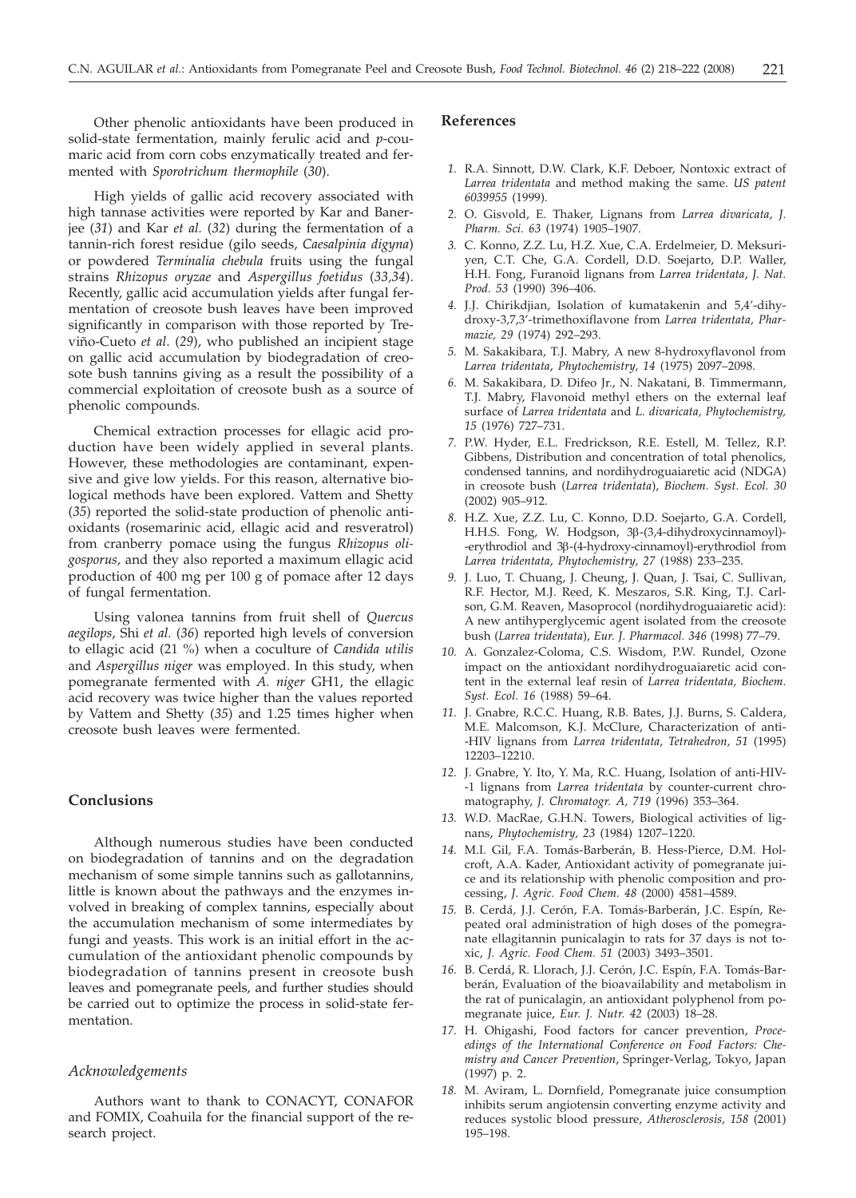Other phenolic antioxidants have been produced in solid-state fermentation, mainly ferulic acid and *p*-coumaric acid from corn cobs enzymatically treated and fermented with *Sporotrichum thermophile* (*30*).

High yields of gallic acid recovery associated with high tannase activities were reported by Kar and Banerjee (*31*) and Kar *et al.* (*32*) during the fermentation of a tannin-rich forest residue (gilo seeds, *Caesalpinia digyna*) or powdered *Terminalia chebula* fruits using the fungal strains *Rhizopus oryzae* and *Aspergillus foetidus* (*33,34*). Recently, gallic acid accumulation yields after fungal fermentation of creosote bush leaves have been improved significantly in comparison with those reported by Treviño-Cueto *et al.* (*29*), who published an incipient stage on gallic acid accumulation by biodegradation of creosote bush tannins giving as a result the possibility of a commercial exploitation of creosote bush as a source of phenolic compounds.

Chemical extraction processes for ellagic acid production have been widely applied in several plants. However, these methodologies are contaminant, expensive and give low yields. For this reason, alternative biological methods have been explored. Vattem and Shetty (*35*) reported the solid-state production of phenolic antioxidants (rosemarinic acid, ellagic acid and resveratrol) from cranberry pomace using the fungus *Rhizopus oligosporus*, and they also reported a maximum ellagic acid production of 400 mg per 100 g of pomace after 12 days of fungal fermentation.

Using valonea tannins from fruit shell of *Quercus aegilops*, Shi *et al.* (*36*) reported high levels of conversion to ellagic acid (21 %) when a coculture of *Candida utilis* and *Aspergillus niger* was employed. In this study, when pomegranate fermented with *A. niger* GH1, the ellagic acid recovery was twice higher than the values reported by Vattem and Shetty (*35*) and 1.25 times higher when creosote bush leaves were fermented.

## Conclusions

Although numerous studies have been conducted on biodegradation of tannins and on the degradation mechanism of some simple tannins such as gallotannins, little is known about the pathways and the enzymes involved in breaking of complex tannins, especially about the accumulation mechanism of some intermediates by fungi and yeasts. This work is an initial effort in the accumulation of the antioxidant phenolic compounds by biodegradation of tannins present in creosote bush leaves and pomegranate peels, and further studies should be carried out to optimize the process in solid-state fermentation.

### *Acknowledgements*

Authors want to thank to CONACYT, CONAFOR and FOMIX, Coahuila for the financial support of the research project.

## References

1. R.A. Sinnott, D.W. Clark, K.F. Deboer, Nontoxic extract of *Larrea tridentata* and method making the same. *US patent 6039955* (1999).
2. O. Gisvold, E. Thaker, Lignans from *Larrea divaricata*, *J. Pharm. Sci. 63* (1974) 1905–1907.
3. C. Konno, Z.Z. Lu, H.Z. Xue, C.A. Erdelmeier, D. Meksuriyen, C.T. Che, G.A. Cordell, D.D. Soejarto, D.P. Waller, H.H. Fong, Furanoid lignans from *Larrea tridentata*, *J. Nat. Prod. 53* (1990) 396–406.
4. J.J. Chirikdjian, Isolation of kumatakenin and 5,4'-dihydroxy-3,7,3'-trimethoxiflavone from *Larrea tridentata, Pharmazie, 29* (1974) 292–293.
5. M. Sakakibara, T.J. Mabry, A new 8-hydroxyflavonol from *Larrea tridentata*, *Phytochemistry, 14* (1975) 2097–2098.
6. M. Sakakibara, D. Difeo Jr., N. Nakatani, B. Timmermann, T.J. Mabry, Flavonoid methyl ethers on the external leaf surface of *Larrea tridentata* and *L. divaricata, Phytochemistry, 15* (1976) 727–731.
7. P.W. Hyder, E.L. Fredrickson, R.E. Estell, M. Tellez, R.P. Gibbens, Distribution and concentration of total phenolics, condensed tannins, and nordihydroguaiaretic acid (NDGA) in creosote bush (*Larrea tridentata*), *Biochem. Syst. Ecol. 30* (2002) 905–912.
8. H.Z. Xue, Z.Z. Lu, C. Konno, D.D. Soejarto, G.A. Cordell, H.H.S. Fong, W. Hodgson, 3β-(3,4-dihydroxycinnamoyl)-erythrodiol and 3β-(4-hydroxy-cinnamoyl)-erythrodiol from *Larrea tridentata*, *Phytochemistry, 27* (1988) 233–235.
9. J. Luo, T. Chuang, J. Cheung, J. Quan, J. Tsai, C. Sullivan, R.F. Hector, M.J. Reed, K. Meszaros, S.R. King, T.J. Carlson, G.M. Reaven, Masoprocol (nordihydroguaiaretic acid): A new antihyperglycemic agent isolated from the creosote bush (*Larrea tridentata*), *Eur. J. Pharmacol. 346* (1998) 77–79.
10. A. Gonzalez-Coloma, C.S. Wisdom, P.W. Rundel, Ozone impact on the antioxidant nordihydroguaiaretic acid content in the external leaf resin of *Larrea tridentata, Biochem. Syst. Ecol. 16* (1988) 59–64.
11. J. Gnabre, R.C.C. Huang, R.B. Bates, J.J. Burns, S. Caldera, M.E. Malcomson, K.J. McClure, Characterization of anti-HIV lignans from *Larrea tridentata*, *Tetrahedron, 51* (1995) 12203–12210.
12. J. Gnabre, Y. Ito, Y. Ma, R.C. Huang, Isolation of anti-HIV-1 lignans from *Larrea tridentata* by counter-current chromatography, *J. Chromatogr. A, 719* (1996) 353–364.
13. W.D. MacRae, G.H.N. Towers, Biological activities of lignans, *Phytochemistry, 23* (1984) 1207–1220.
14. M.I. Gil, F.A. Tomás-Barberán, B. Hess-Pierce, D.M. Holcroft, A.A. Kader, Antioxidant activity of pomegranate juice and its relationship with phenolic composition and processing, *J. Agric. Food Chem. 48* (2000) 4581–4589.
15. B. Cerdá, J.J. Cerón, F.A. Tomás-Barberán, J.C. Espín, Repeated oral administration of high doses of the pomegranate ellagitannin punicalagin to rats for 37 days is not toxic, *J. Agric. Food Chem. 51* (2003) 3493–3501.
16. B. Cerdá, R. Llorach, J.J. Cerón, J.C. Espín, F.A. Tomás-Barberán, Evaluation of the bioavailability and metabolism in the rat of punicalagin, an antioxidant polyphenol from pomegranate juice, *Eur. J. Nutr. 42* (2003) 18–28.
17. H. Ohigashi, Food factors for cancer prevention, *Proceedings of the International Conference on Food Factors: Chemistry and Cancer Prevention*, Springer-Verlag, Tokyo, Japan (1997) p. 2.
18. M. Aviram, L. Dornfield, Pomegranate juice consumption inhibits serum angiotensin converting enzyme activity and reduces systolic blood pressure, *Atherosclerosis, 158* (2001) 195–198.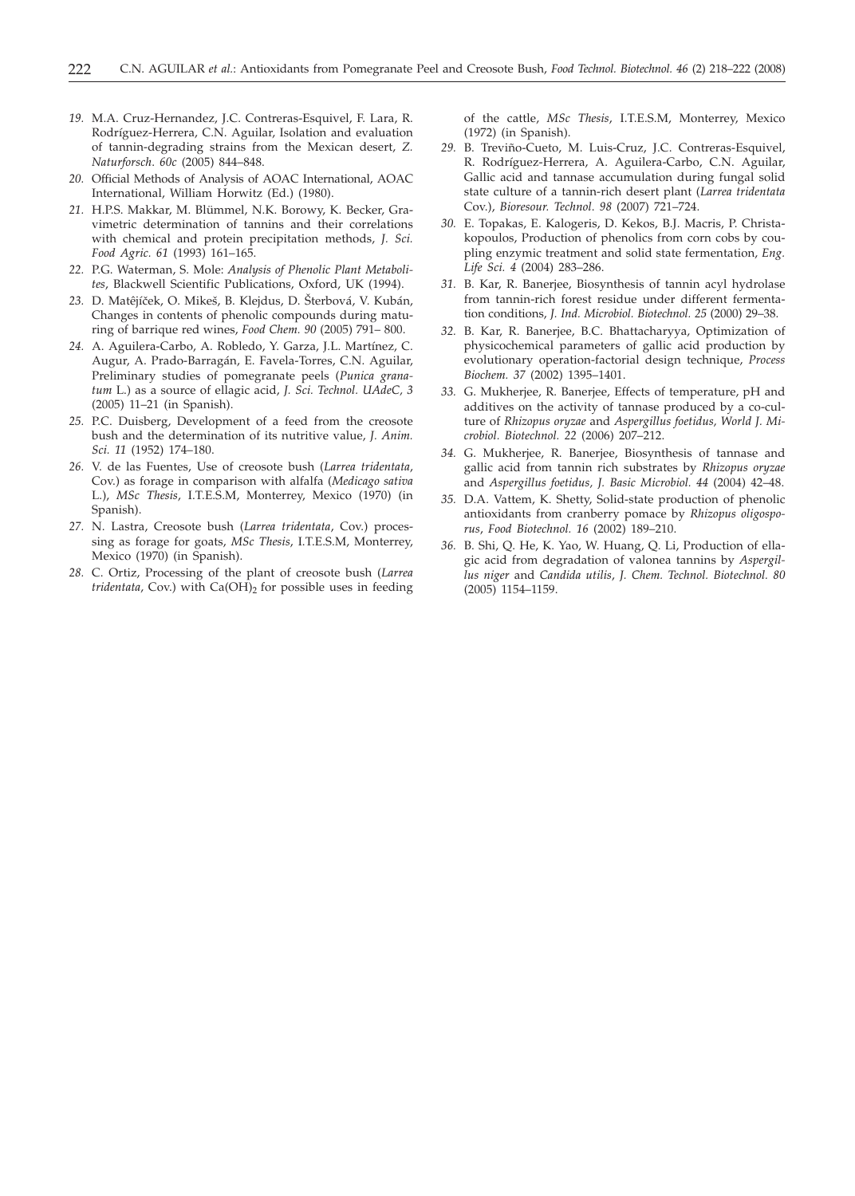19. M.A. Cruz-Hernandez, J.C. Contreras-Esquivel, F. Lara, R. Rodríguez-Herrera, C.N. Aguilar, Isolation and evaluation of tannin-degrading strains from the Mexican desert, *Z. Naturforsch. 60c* (2005) 844–848.

20. Official Methods of Analysis of AOAC International, AOAC International, William Horwitz (Ed.) (1980).

21. H.P.S. Makkar, M. Blümmel, N.K. Borowy, K. Becker, Gravimetric determination of tannins and their correlations with chemical and protein precipitation methods, *J. Sci. Food Agric. 61* (1993) 161–165.

22. P.G. Waterman, S. Mole: *Analysis of Phenolic Plant Metabolites*, Blackwell Scientific Publications, Oxford, UK (1994).

23. D. Matĕjíček, O. Mikeš, B. Klejdus, D. Šterbová, V. Kubán, Changes in contents of phenolic compounds during maturing of barrique red wines, *Food Chem. 90* (2005) 791– 800.

24. A. Aguilera-Carbo, A. Robledo, Y. Garza, J.L. Martínez, C. Augur, A. Prado-Barragán, E. Favela-Torres, C.N. Aguilar, Preliminary studies of pomegranate peels (*Punica granatum* L.) as a source of ellagic acid, *J. Sci. Technol. UAdeC, 3* (2005) 11–21 (in Spanish).

25. P.C. Duisberg, Development of a feed from the creosote bush and the determination of its nutritive value, *J. Anim. Sci. 11* (1952) 174–180.

26. V. de las Fuentes, Use of creosote bush (*Larrea tridentata*, Cov.) as forage in comparison with alfalfa (*Medicago sativa* L.), *MSc Thesis*, I.T.E.S.M, Monterrey, Mexico (1970) (in Spanish).

27. N. Lastra, Creosote bush (*Larrea tridentata*, Cov.) processing as forage for goats, *MSc Thesis*, I.T.E.S.M, Monterrey, Mexico (1970) (in Spanish).

28. C. Ortiz, Processing of the plant of creosote bush (*Larrea tridentata*, Cov.) with $Ca(OH)_2$ for possible uses in feeding of the cattle, *MSc Thesis*, I.T.E.S.M, Monterrey, Mexico (1972) (in Spanish).

29. B. Treviño-Cueto, M. Luis-Cruz, J.C. Contreras-Esquivel, R. Rodríguez-Herrera, A. Aguilera-Carbo, C.N. Aguilar, Gallic acid and tannase accumulation during fungal solid state culture of a tannin-rich desert plant (*Larrea tridentata* Cov.), *Bioresour. Technol. 98* (2007) 721–724.

30. E. Topakas, E. Kalogeris, D. Kekos, B.J. Macris, P. Christakopoulos, Production of phenolics from corn cobs by coupling enzymic treatment and solid state fermentation, *Eng. Life Sci. 4* (2004) 283–286.

31. B. Kar, R. Banerjee, Biosynthesis of tannin acyl hydrolase from tannin-rich forest residue under different fermentation conditions, *J. Ind. Microbiol. Biotechnol. 25* (2000) 29–38.

32. B. Kar, R. Banerjee, B.C. Bhattacharyya, Optimization of physicochemical parameters of gallic acid production by evolutionary operation-factorial design technique, *Process Biochem. 37* (2002) 1395–1401.

33. G. Mukherjee, R. Banerjee, Effects of temperature, pH and additives on the activity of tannase produced by a co-culture of *Rhizopus oryzae* and *Aspergillus foetidus*, *World J. Microbiol. Biotechnol. 22* (2006) 207–212.

34. G. Mukherjee, R. Banerjee, Biosynthesis of tannase and gallic acid from tannin rich substrates by *Rhizopus oryzae* and *Aspergillus foetidus*, *J. Basic Microbiol. 44* (2004) 42–48.

35. D.A. Vattem, K. Shetty, Solid-state production of phenolic antioxidants from cranberry pomace by *Rhizopus oligosporus*, *Food Biotechnol. 16* (2002) 189–210.

36. B. Shi, Q. He, K. Yao, W. Huang, Q. Li, Production of ellagic acid from degradation of valonea tannins by *Aspergillus niger* and *Candida utilis*, *J. Chem. Technol. Biotechnol. 80* (2005) 1154–1159.